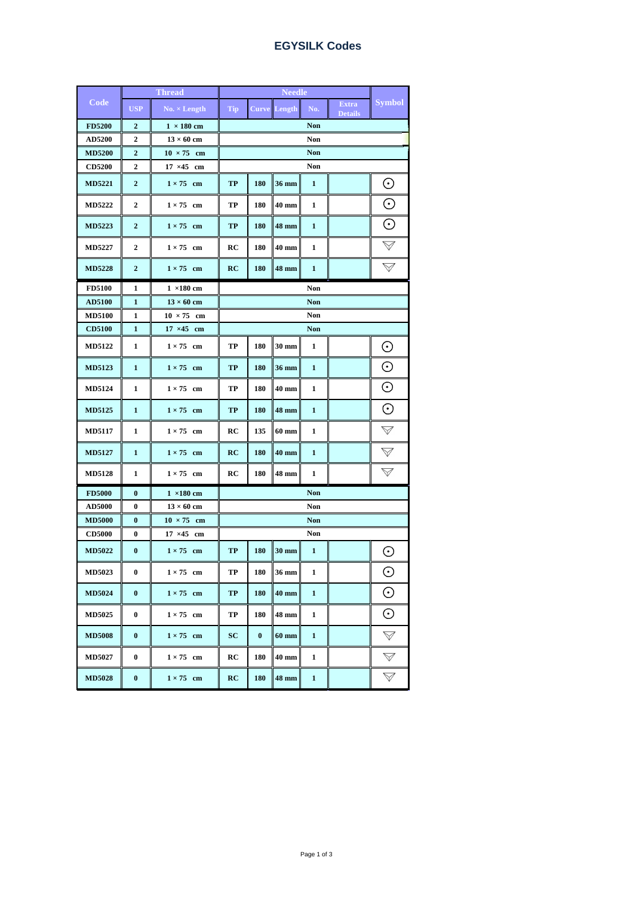# EGYSILK Codes

| Code | Thread | | Needle | | | | | Symbol |
|---|---|---|---|---|---|---|---|---|
| | USP | No. × Length | Tip | Curve | Length | No. | Extra Details | |
| FD5200 | 2 | 1 × 180 cm | Non | | | | | |
| AD5200 | 2 | 13 × 60 cm | Non | | | | | |
| MD5200 | 2 | 10 × 75 cm | Non | | | | | |
| CD5200 | 2 | 17 ×45 cm | Non | | | | | |
| MD5221 | 2 | 1 × 75 cm | TP | 180 | 36 mm | 1 | | ⊙ |
| MD5222 | 2 | 1 × 75 cm | TP | 180 | 40 mm | 1 | | ⊙ |
| MD5223 | 2 | 1 × 75 cm | TP | 180 | 48 mm | 1 | | ⊙ |
| MD5227 | 2 | 1 × 75 cm | RC | 180 | 40 mm | 1 | | ▽ |
| MD5228 | 2 | 1 × 75 cm | RC | 180 | 48 mm | 1 | | ▽ |
| FD5100 | 1 | 1 ×180 cm | Non | | | | | |
| AD5100 | 1 | 13 × 60 cm | Non | | | | | |
| MD5100 | 1 | 10 × 75 cm | Non | | | | | |
| CD5100 | 1 | 17 ×45 cm | Non | | | | | |
| MD5122 | 1 | 1 × 75 cm | TP | 180 | 30 mm | 1 | | ⊙ |
| MD5123 | 1 | 1 × 75 cm | TP | 180 | 36 mm | 1 | | ⊙ |
| MD5124 | 1 | 1 × 75 cm | TP | 180 | 40 mm | 1 | | ⊙ |
| MD5125 | 1 | 1 × 75 cm | TP | 180 | 48 mm | 1 | | ⊙ |
| MD5117 | 1 | 1 × 75 cm | RC | 135 | 60 mm | 1 | | ▽ |
| MD5127 | 1 | 1 × 75 cm | RC | 180 | 40 mm | 1 | | ▽ |
| MD5128 | 1 | 1 × 75 cm | RC | 180 | 48 mm | 1 | | ▽ |
| FD5000 | 0 | 1 ×180 cm | Non | | | | | |
| AD5000 | 0 | 13 × 60 cm | Non | | | | | |
| MD5000 | 0 | 10 × 75 cm | Non | | | | | |
| CD5000 | 0 | 17 ×45 cm | Non | | | | | |
| MD5022 | 0 | 1 × 75 cm | TP | 180 | 30 mm | 1 | | ⊙ |
| MD5023 | 0 | 1 × 75 cm | TP | 180 | 36 mm | 1 | | ⊙ |
| MD5024 | 0 | 1 × 75 cm | TP | 180 | 40 mm | 1 | | ⊙ |
| MD5025 | 0 | 1 × 75 cm | TP | 180 | 48 mm | 1 | | ⊙ |
| MD5008 | 0 | 1 × 75 cm | SC | 0 | 60 mm | 1 | | ▽ |
| MD5027 | 0 | 1 × 75 cm | RC | 180 | 40 mm | 1 | | ▽ |
| MD5028 | 0 | 1 × 75 cm | RC | 180 | 48 mm | 1 | | ▽ |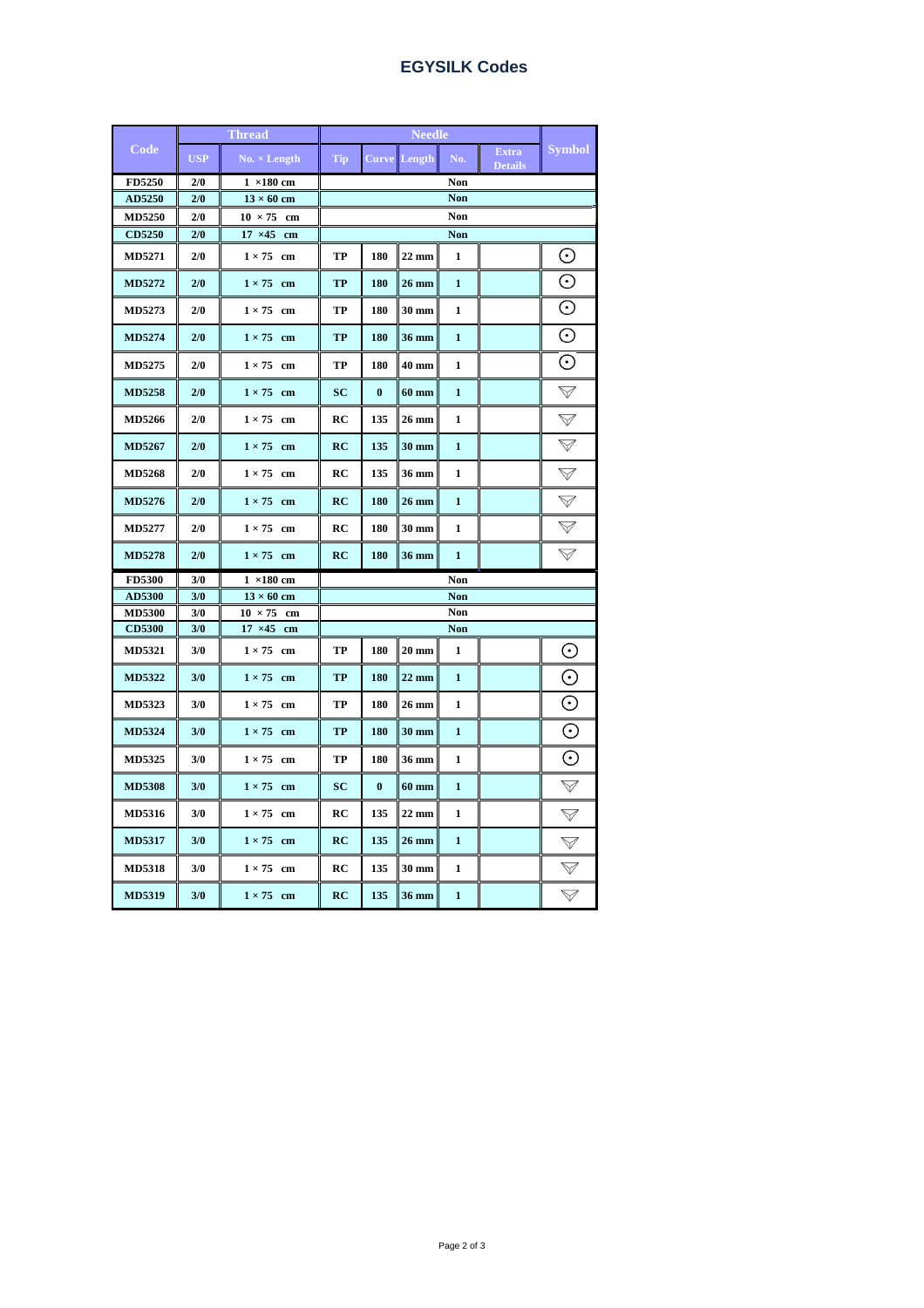# EGYSILK Codes

| Code | Thread | | Needle | | | | | Symbol |
|---|---|---|---|---|---|---|---|---|
| | USP | No. × Length | Tip | Curve | Length | No. | Extra Details | |
| FD5250 | 2/0 | 1 ×180 cm | Non | | | | | |
| AD5250 | 2/0 | 13 × 60 cm | Non | | | | | |
| MD5250 | 2/0 | 10 × 75 cm | Non | | | | | |
| CD5250 | 2/0 | 17 ×45 cm | Non | | | | | |
| MD5271 | 2/0 | 1 × 75 cm | TP | 180 | 22 mm | 1 | | ⊙ |
| MD5272 | 2/0 | 1 × 75 cm | TP | 180 | 26 mm | 1 | | ⊙ |
| MD5273 | 2/0 | 1 × 75 cm | TP | 180 | 30 mm | 1 | | ⊙ |
| MD5274 | 2/0 | 1 × 75 cm | TP | 180 | 36 mm | 1 | | ⊙ |
| MD5275 | 2/0 | 1 × 75 cm | TP | 180 | 40 mm | 1 | | ⊙ |
| MD5258 | 2/0 | 1 × 75 cm | SC | 0 | 60 mm | 1 | | ▽ |
| MD5266 | 2/0 | 1 × 75 cm | RC | 135 | 26 mm | 1 | | ▽ |
| MD5267 | 2/0 | 1 × 75 cm | RC | 135 | 30 mm | 1 | | ▽ |
| MD5268 | 2/0 | 1 × 75 cm | RC | 135 | 36 mm | 1 | | ▽ |
| MD5276 | 2/0 | 1 × 75 cm | RC | 180 | 26 mm | 1 | | ▽ |
| MD5277 | 2/0 | 1 × 75 cm | RC | 180 | 30 mm | 1 | | ▽ |
| MD5278 | 2/0 | 1 × 75 cm | RC | 180 | 36 mm | 1 | | ▽ |
| FD5300 | 3/0 | 1 ×180 cm | Non | | | | | |
| AD5300 | 3/0 | 13 × 60 cm | Non | | | | | |
| MD5300 | 3/0 | 10 × 75 cm | Non | | | | | |
| CD5300 | 3/0 | 17 ×45 cm | Non | | | | | |
| MD5321 | 3/0 | 1 × 75 cm | TP | 180 | 20 mm | 1 | | ⊙ |
| MD5322 | 3/0 | 1 × 75 cm | TP | 180 | 22 mm | 1 | | ⊙ |
| MD5323 | 3/0 | 1 × 75 cm | TP | 180 | 26 mm | 1 | | ⊙ |
| MD5324 | 3/0 | 1 × 75 cm | TP | 180 | 30 mm | 1 | | ⊙ |
| MD5325 | 3/0 | 1 × 75 cm | TP | 180 | 36 mm | 1 | | ⊙ |
| MD5308 | 3/0 | 1 × 75 cm | SC | 0 | 60 mm | 1 | | ▽ |
| MD5316 | 3/0 | 1 × 75 cm | RC | 135 | 22 mm | 1 | | ▽ |
| MD5317 | 3/0 | 1 × 75 cm | RC | 135 | 26 mm | 1 | | ▽ |
| MD5318 | 3/0 | 1 × 75 cm | RC | 135 | 30 mm | 1 | | ▽ |
| MD5319 | 3/0 | 1 × 75 cm | RC | 135 | 36 mm | 1 | | ▽ |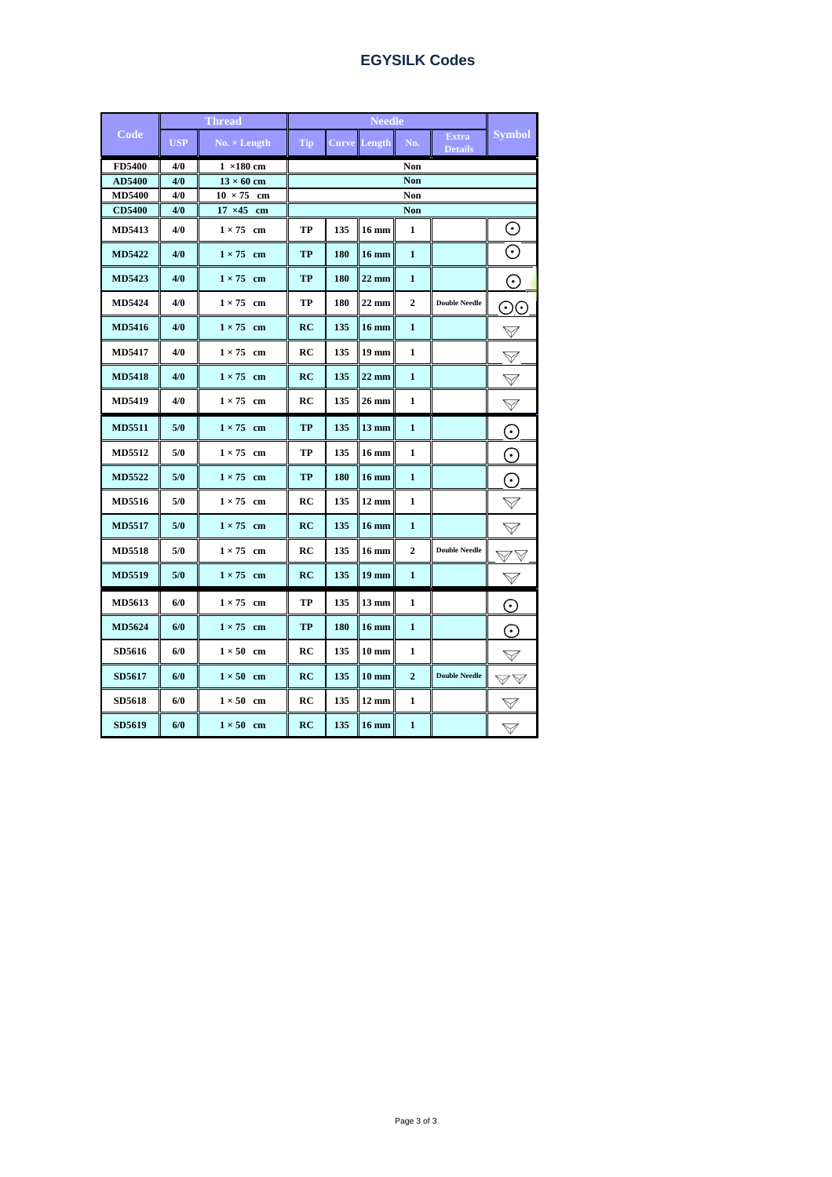# EGYSILK Codes

| Code | Thread | | Needle | | | | | Symbol |
|---|---|---|---|---|---|---|---|---|
| | USP | No. × Length | Tip | Curve | Length | No. | Extra Details | |
| FD5400 | 4/0 | 1 ×180 cm | Non | | | | | |
| AD5400 | 4/0 | 13 × 60 cm | Non | | | | | |
| MD5400 | 4/0 | 10 × 75 cm | Non | | | | | |
| CD5400 | 4/0 | 17 ×45 cm | Non | | | | | |
| MD5413 | 4/0 | 1 × 75 cm | TP | 135 | 16 mm | 1 | | ⊙ |
| MD5422 | 4/0 | 1 × 75 cm | TP | 180 | 16 mm | 1 | | ⊙ |
| MD5423 | 4/0 | 1 × 75 cm | TP | 180 | 22 mm | 1 | | ⊙ |
| MD5424 | 4/0 | 1 × 75 cm | TP | 180 | 22 mm | 2 | Double Needle | ⊙⊙ |
| MD5416 | 4/0 | 1 × 75 cm | RC | 135 | 16 mm | 1 | | ▽ |
| MD5417 | 4/0 | 1 × 75 cm | RC | 135 | 19 mm | 1 | | ▽ |
| MD5418 | 4/0 | 1 × 75 cm | RC | 135 | 22 mm | 1 | | ▽ |
| MD5419 | 4/0 | 1 × 75 cm | RC | 135 | 26 mm | 1 | | ▽ |
| MD5511 | 5/0 | 1 × 75 cm | TP | 135 | 13 mm | 1 | | ⊙ |
| MD5512 | 5/0 | 1 × 75 cm | TP | 135 | 16 mm | 1 | | ⊙ |
| MD5522 | 5/0 | 1 × 75 cm | TP | 180 | 16 mm | 1 | | ⊙ |
| MD5516 | 5/0 | 1 × 75 cm | RC | 135 | 12 mm | 1 | | ▽ |
| MD5517 | 5/0 | 1 × 75 cm | RC | 135 | 16 mm | 1 | | ▽ |
| MD5518 | 5/0 | 1 × 75 cm | RC | 135 | 16 mm | 2 | Double Needle | ▽▽ |
| MD5519 | 5/0 | 1 × 75 cm | RC | 135 | 19 mm | 1 | | ▽ |
| MD5613 | 6/0 | 1 × 75 cm | TP | 135 | 13 mm | 1 | | ⊙ |
| MD5624 | 6/0 | 1 × 75 cm | TP | 180 | 16 mm | 1 | | ⊙ |
| SD5616 | 6/0 | 1 × 50 cm | RC | 135 | 10 mm | 1 | | ▽ |
| SD5617 | 6/0 | 1 × 50 cm | RC | 135 | 10 mm | 2 | Double Needle | ▽▽ |
| SD5618 | 6/0 | 1 × 50 cm | RC | 135 | 12 mm | 1 | | ▽ |
| SD5619 | 6/0 | 1 × 50 cm | RC | 135 | 16 mm | 1 | | ▽ |